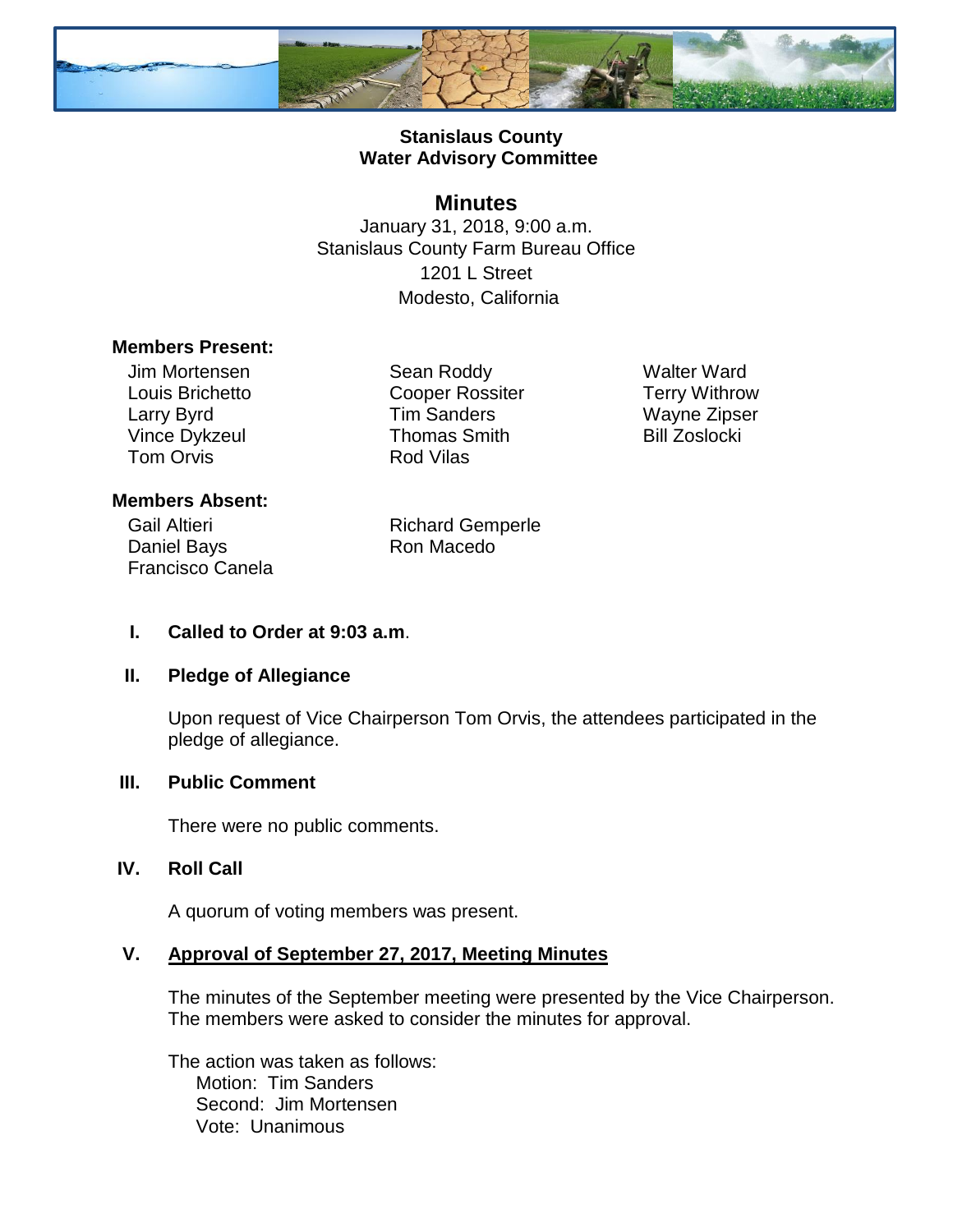**Stanislaus County**
**Water Advisory Committee**

# Minutes

January 31, 2018, 9:00 a.m.
Stanislaus County Farm Bureau Office
1201 L Street
Modesto, California

**Members Present:**

Jim Mortensen
Louis Brichetto
Larry Byrd
Vince Dykzeul
Tom Orvis
Sean Roddy
Cooper Rossiter
Tim Sanders
Thomas Smith
Rod Vilas
Walter Ward
Terry Withrow
Wayne Zipser
Bill Zoslocki

**Members Absent:**

Gail Altieri
Daniel Bays
Francisco Canela
Richard Gemperle
Ron Macedo

I. **Called to Order at 9:03 a.m**.

II. **Pledge of Allegiance**

Upon request of Vice Chairperson Tom Orvis, the attendees participated in the pledge of allegiance.

III. **Public Comment**

There were no public comments.

IV. **Roll Call**

A quorum of voting members was present.

V. **Approval of September 27, 2017, Meeting Minutes**

The minutes of the September meeting were presented by the Vice Chairperson. The members were asked to consider the minutes for approval.

The action was taken as follows:
Motion: Tim Sanders
Second: Jim Mortensen
Vote: Unanimous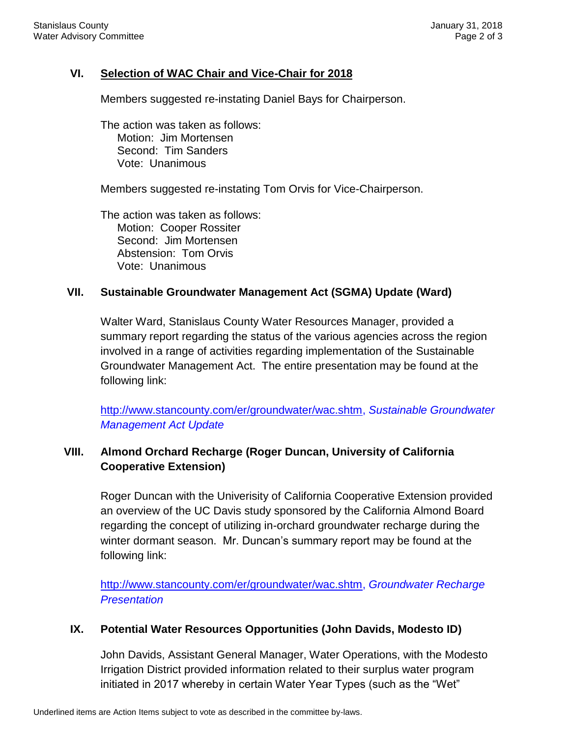## VI. <u>Selection of WAC Chair and Vice-Chair for 2018</u>

Members suggested re-instating Daniel Bays for Chairperson.

The action was taken as follows:
Motion: Jim Mortensen
Second: Tim Sanders
Vote: Unanimous

Members suggested re-instating Tom Orvis for Vice-Chairperson.

The action was taken as follows:
Motion: Cooper Rossiter
Second: Jim Mortensen
Abstension: Tom Orvis
Vote: Unanimous

## VII. Sustainable Groundwater Management Act (SGMA) Update (Ward)

Walter Ward, Stanislaus County Water Resources Manager, provided a summary report regarding the status of the various agencies across the region involved in a range of activities regarding implementation of the Sustainable Groundwater Management Act. The entire presentation may be found at the following link:

http://www.stancounty.com/er/groundwater/wac.shtm, *Sustainable Groundwater Management Act Update*

## VIII. Almond Orchard Recharge (Roger Duncan, University of California Cooperative Extension)

Roger Duncan with the Univerisity of California Cooperative Extension provided an overview of the UC Davis study sponsored by the California Almond Board regarding the concept of utilizing in-orchard groundwater recharge during the winter dormant season. Mr. Duncan's summary report may be found at the following link:

http://www.stancounty.com/er/groundwater/wac.shtm, *Groundwater Recharge Presentation*

## IX. Potential Water Resources Opportunities (John Davids, Modesto ID)

John Davids, Assistant General Manager, Water Operations, with the Modesto Irrigation District provided information related to their surplus water program initiated in 2017 whereby in certain Water Year Types (such as the "Wet"

Underlined items are Action Items subject to vote as described in the committee by-laws.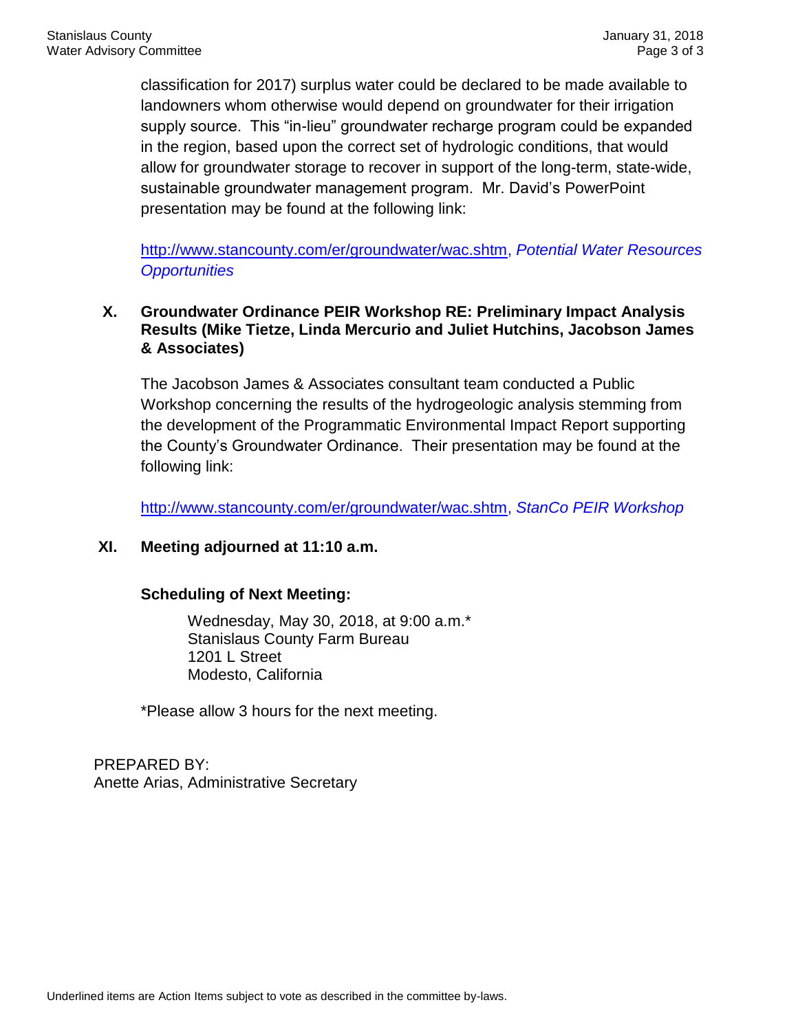classification for 2017) surplus water could be declared to be made available to landowners whom otherwise would depend on groundwater for their irrigation supply source. This "in-lieu" groundwater recharge program could be expanded in the region, based upon the correct set of hydrologic conditions, that would allow for groundwater storage to recover in support of the long-term, state-wide, sustainable groundwater management program. Mr. David's PowerPoint presentation may be found at the following link:

http://www.stancounty.com/er/groundwater/wac.shtm, *Potential Water Resources Opportunities*

**X. Groundwater Ordinance PEIR Workshop RE: Preliminary Impact Analysis Results (Mike Tietze, Linda Mercurio and Juliet Hutchins, Jacobson James & Associates)**

The Jacobson James & Associates consultant team conducted a Public Workshop concerning the results of the hydrogeologic analysis stemming from the development of the Programmatic Environmental Impact Report supporting the County's Groundwater Ordinance. Their presentation may be found at the following link:

http://www.stancounty.com/er/groundwater/wac.shtm, *StanCo PEIR Workshop*

**XI. Meeting adjourned at 11:10 a.m.**

**Scheduling of Next Meeting:**

Wednesday, May 30, 2018, at 9:00 a.m.*
Stanislaus County Farm Bureau
1201 L Street
Modesto, California

*Please allow 3 hours for the next meeting.

PREPARED BY:
Anette Arias, Administrative Secretary

Underlined items are Action Items subject to vote as described in the committee by-laws.